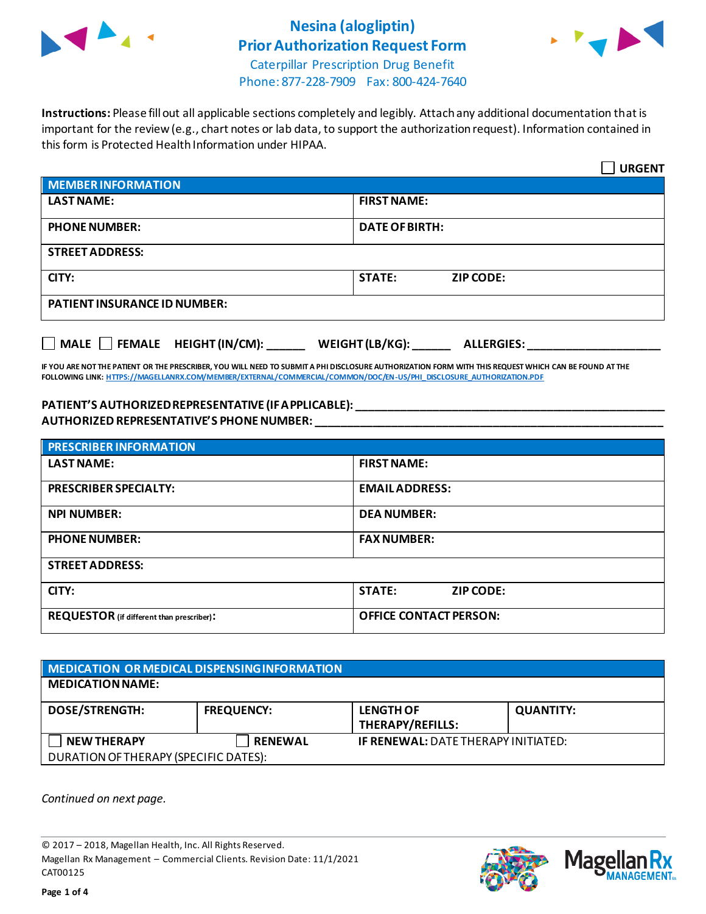# Nesina (alogliptin) Prior Authorization Request Form

Caterpillar Prescription Drug Benefit
Phone: 877-228-7909 Fax: 800-424-7640

**Instructions:** Please fill out all applicable sections completely and legibly. Attach any additional documentation that is important for the review (e.g., chart notes or lab data, to support the authorization request). Information contained in this form is Protected Health Information under HIPAA.

☐ **URGENT**

| **MEMBER INFORMATION** | |
|---|---|
| **LAST NAME:** | **FIRST NAME:** |
| **PHONE NUMBER:** | **DATE OF BIRTH:** |
| **STREET ADDRESS:** | |
| **CITY:** | **STATE:** **ZIP CODE:** |
| **PATIENT INSURANCE ID NUMBER:** | |

☐ **MALE** ☐ **FEMALE** **HEIGHT (IN/CM):** ______ **WEIGHT (LB/KG):** ______ **ALLERGIES:** ____________________

**IF YOU ARE NOT THE PATIENT OR THE PRESCRIBER, YOU WILL NEED TO SUBMIT A PHI DISCLOSURE AUTHORIZATION FORM WITH THIS REQUEST WHICH CAN BE FOUND AT THE FOLLOWING LINK: HTTPS://MAGELLANRX.COM/MEMBER/EXTERNAL/COMMERCIAL/COMMON/DOC/EN-US/PHI_DISCLOSURE_AUTHORIZATION.PDF**

**PATIENT'S AUTHORIZED REPRESENTATIVE (IF APPLICABLE):** ____________________________________________

**AUTHORIZED REPRESENTATIVE'S PHONE NUMBER:** ____________________________________________

| **PRESCRIBER INFORMATION** | |
|---|---|
| **LAST NAME:** | **FIRST NAME:** |
| **PRESCRIBER SPECIALTY:** | **EMAIL ADDRESS:** |
| **NPI NUMBER:** | **DEA NUMBER:** |
| **PHONE NUMBER:** | **FAX NUMBER:** |
| **STREET ADDRESS:** | |
| **CITY:** | **STATE:** **ZIP CODE:** |
| **REQUESTOR** (if different than prescriber)**:** | **OFFICE CONTACT PERSON:** |

| **MEDICATION OR MEDICAL DISPENSING INFORMATION** | | | |
|---|---|---|---|
| **MEDICATION NAME:** | | | |
| **DOSE/STRENGTH:** | **FREQUENCY:** | **LENGTH OF THERAPY/REFILLS:** | **QUANTITY:** |
| ☐ **NEW THERAPY** | ☐ **RENEWAL** | **IF RENEWAL:** DATE THERAPY INITIATED: | |
| DURATION OF THERAPY (SPECIFIC DATES): | | | |

*Continued on next page.*

© 2017 – 2018, Magellan Health, Inc. All Rights Reserved.
Magellan Rx Management – Commercial Clients. Revision Date: 11/1/2021
CAT00125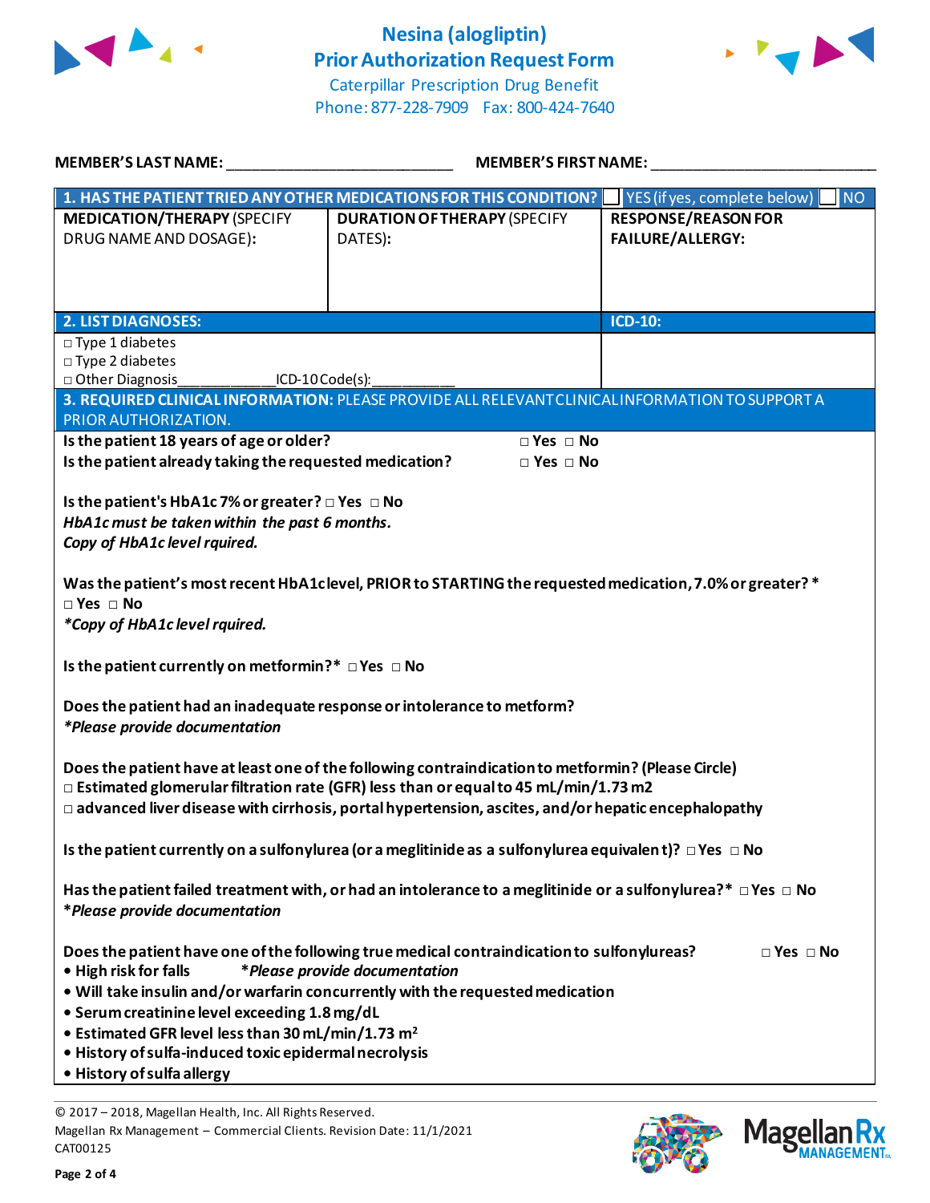# Nesina (alogliptin)
## Prior Authorization Request Form

Caterpillar Prescription Drug Benefit
Phone: 877-228-7909 Fax: 800-424-7640

**MEMBER'S LAST NAME:** ___________________________ **MEMBER'S FIRST NAME:** ___________________________

| **1. HAS THE PATIENT TRIED ANY OTHER MEDICATIONS FOR THIS CONDITION?** | | ☐ YES (if yes, complete below) ☐ NO |
|---|---|---|
| **MEDICATION/THERAPY** (SPECIFY DRUG NAME AND DOSAGE): | **DURATION OF THERAPY** (SPECIFY DATES): | **RESPONSE/REASON FOR FAILURE/ALLERGY:** |
| | | |

| **2. LIST DIAGNOSES:** | **ICD-10:** |
|---|---|
| □ Type 1 diabetes<br>□ Type 2 diabetes<br>□ Other Diagnosis____________ICD-10 Code(s):__________ | |

**3. REQUIRED CLINICAL INFORMATION:** PLEASE PROVIDE ALL RELEVANT CLINICAL INFORMATION TO SUPPORT A PRIOR AUTHORIZATION.

**Is the patient 18 years of age or older?** □ Yes □ No
**Is the patient already taking the requested medication?** □ Yes □ No

**Is the patient's HbA1c 7% or greater?** □ Yes □ No
***HbA1c must be taken within the past 6 months.***
***Copy of HbA1c level rquired.***

**Was the patient's most recent HbA1c level, PRIOR to STARTING the requested medication, 7.0% or greater?*** 
□ Yes □ No
***Copy of HbA1c level rquired.***

**Is the patient currently on metformin?*** □ Yes □ No

**Does the patient had an inadequate response or intolerance to metform?**
***Please provide documentation***

**Does the patient have at least one of the following contraindication to metformin? (Please Circle)**
□ **Estimated glomerular filtration rate (GFR) less than or equal to 45 mL/min/1.73 m2**
□ **advanced liver disease with cirrhosis, portal hypertension, ascites, and/or hepatic encephalopathy**

**Is the patient currently on a sulfonylurea (or a meglitinide as a sulfonylurea equivalent)?** □ Yes □ No

**Has the patient failed treatment with, or had an intolerance to a meglitinide or a sulfonylurea?*** □ Yes □ No
***Please provide documentation***

**Does the patient have one of the following true medical contraindication to sulfonylureas?** □ Yes □ No
- **High risk for falls** ***Please provide documentation***
- **Will take insulin and/or warfarin concurrently with the requested medication**
- **Serum creatinine level exceeding 1.8 mg/dL**
- **Estimated GFR level less than 30 mL/min/1.73 m²**
- **History of sulfa-induced toxic epidermal necrolysis**
- **History of sulfa allergy**

© 2017 – 2018, Magellan Health, Inc. All Rights Reserved.
Magellan Rx Management – Commercial Clients. Revision Date: 11/1/2021
CAT00125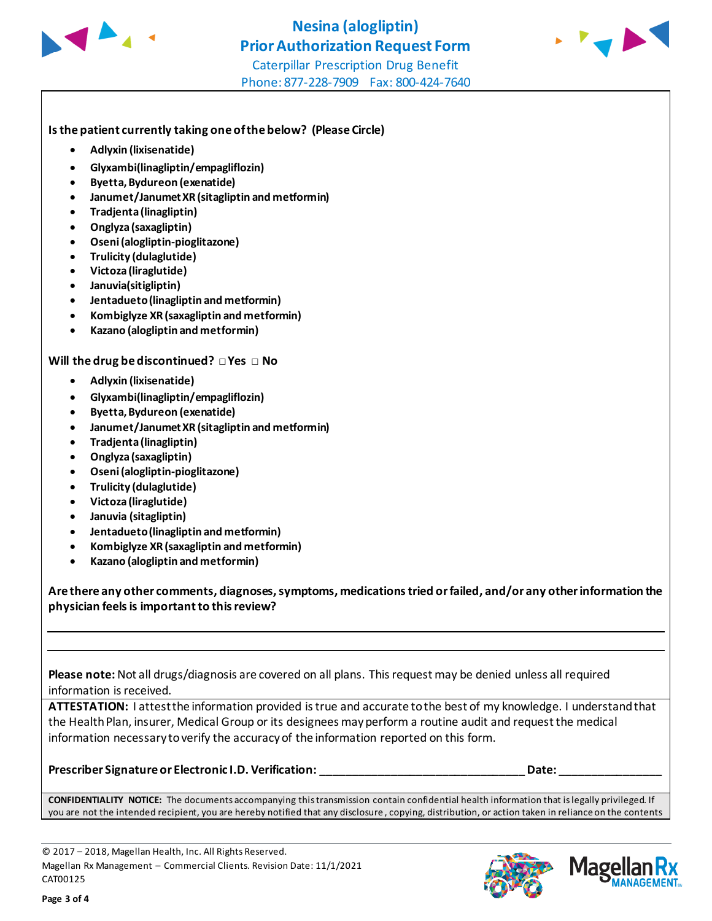# Nesina (alogliptin)
## Prior Authorization Request Form
Caterpillar Prescription Drug Benefit
Phone: 877-228-7909 Fax: 800-424-7640

**Is the patient currently taking one of the below? (Please Circle)**

- **Adlyxin (lixisenatide)**
- **Glyxambi(linagliptin/empagliflozin)**
- **Byetta, Bydureon (exenatide)**
- **Janumet/Janumet XR (sitagliptin and metformin)**
- **Tradjenta (linagliptin)**
- **Onglyza (saxagliptin)**
- **Oseni (alogliptin-pioglitazone)**
- **Trulicity (dulaglutide)**
- **Victoza (liraglutide)**
- **Januvia(sitigliptin)**
- **Jentadueto (linagliptin and metformin)**
- **Kombiglyze XR (saxagliptin and metformin)**
- **Kazano (alogliptin and metformin)**

**Will the drug be discontinued?** ☐ **Yes** ☐ **No**

- **Adlyxin (lixisenatide)**
- **Glyxambi(linagliptin/empagliflozin)**
- **Byetta, Bydureon (exenatide)**
- **Janumet/Janumet XR (sitagliptin and metformin)**
- **Tradjenta (linagliptin)**
- **Onglyza (saxagliptin)**
- **Oseni (alogliptin-pioglitazone)**
- **Trulicity (dulaglutide)**
- **Victoza (liraglutide)**
- **Januvia (sitagliptin)**
- **Jentadueto (linagliptin and metformin)**
- **Kombiglyze XR (saxagliptin and metformin)**
- **Kazano (alogliptin and metformin)**

**Are there any other comments, diagnoses, symptoms, medications tried or failed, and/or any other information the physician feels is important to this review?**

______________________________________________________________________________

______________________________________________________________________________

**Please note:** Not all drugs/diagnosis are covered on all plans. This request may be denied unless all required information is received.

**ATTESTATION:** I attest the information provided is true and accurate to the best of my knowledge. I understand that the Health Plan, insurer, Medical Group or its designees may perform a routine audit and request the medical information necessary to verify the accuracy of the information reported on this form.

**Prescriber Signature or Electronic I.D. Verification: \_\_\_\_\_\_\_\_\_\_\_\_\_\_\_\_\_\_\_\_\_\_\_\_\_\_\_\_\_\_\_\_ Date: \_\_\_\_\_\_\_\_\_\_\_\_\_\_\_\_**

**CONFIDENTIALITY NOTICE:** The documents accompanying this transmission contain confidential health information that is legally privileged. If you are not the intended recipient, you are hereby notified that any disclosure, copying, distribution, or action taken in reliance on the contents

© 2017 – 2018, Magellan Health, Inc. All Rights Reserved.
Magellan Rx Management – Commercial Clients. Revision Date: 11/1/2021
CAT00125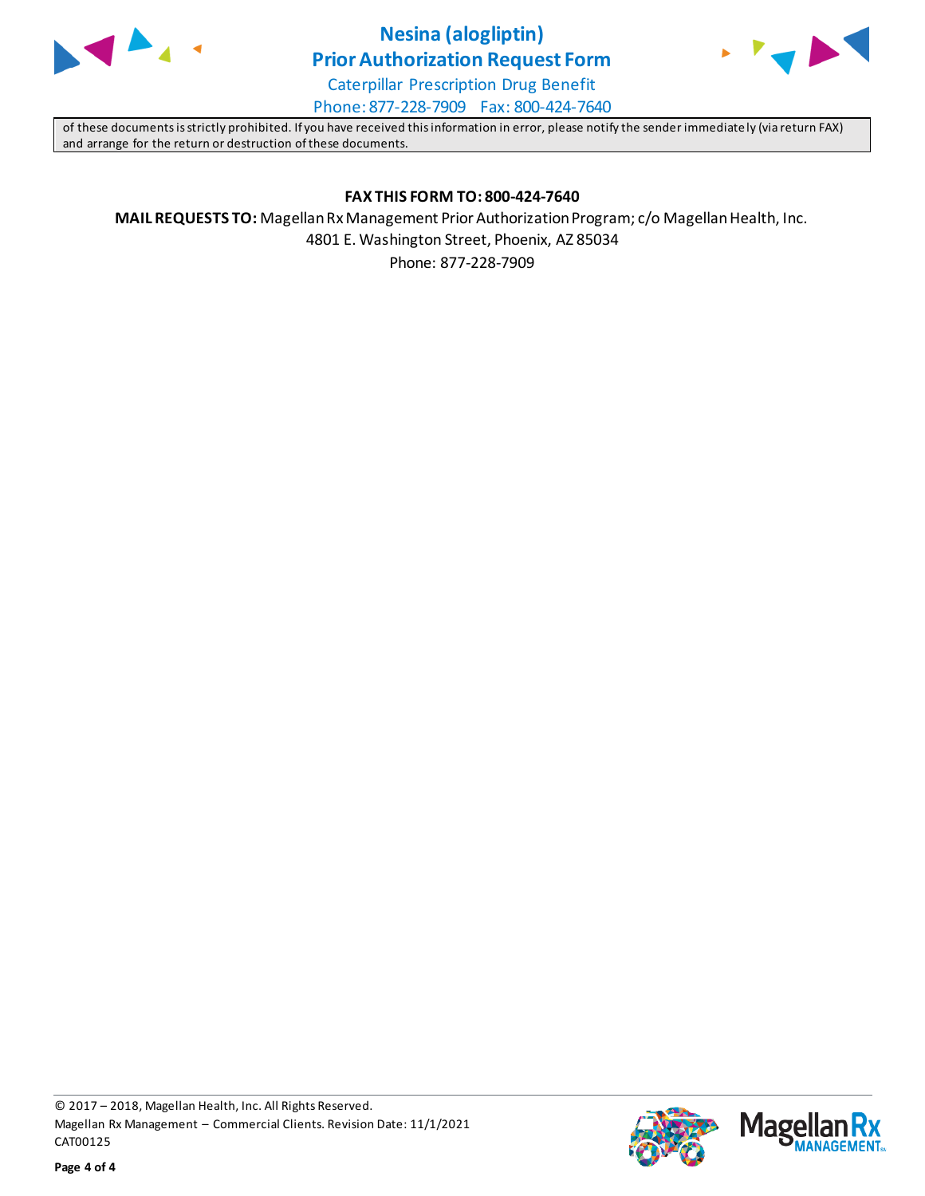of these documents is strictly prohibited. If you have received this information in error, please notify the sender immediately (via return FAX) and arrange for the return or destruction of these documents.

**FAX THIS FORM TO: 800-424-7640**

**MAIL REQUESTS TO:** Magellan Rx Management Prior Authorization Program; c/o Magellan Health, Inc.
4801 E. Washington Street, Phoenix, AZ 85034
Phone: 877-228-7909